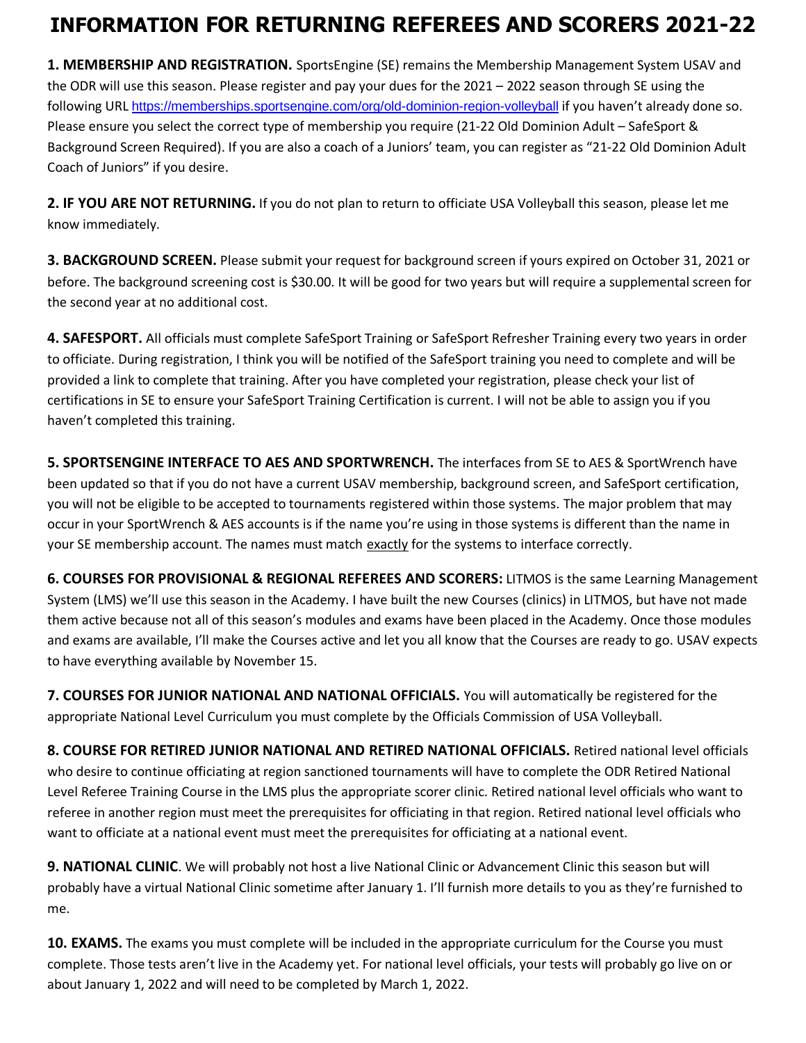# INFORMATION FOR RETURNING REFEREES AND SCORERS 2021-22

**1. MEMBERSHIP AND REGISTRATION.** SportsEngine (SE) remains the Membership Management System USAV and the ODR will use this season. Please register and pay your dues for the 2021 – 2022 season through SE using the following URL https://memberships.sportsengine.com/org/old-dominion-region-volleyball if you haven't already done so. Please ensure you select the correct type of membership you require (21-22 Old Dominion Adult – SafeSport & Background Screen Required). If you are also a coach of a Juniors' team, you can register as "21-22 Old Dominion Adult Coach of Juniors" if you desire.

**2. IF YOU ARE NOT RETURNING.** If you do not plan to return to officiate USA Volleyball this season, please let me know immediately.

**3. BACKGROUND SCREEN.** Please submit your request for background screen if yours expired on October 31, 2021 or before. The background screening cost is $30.00. It will be good for two years but will require a supplemental screen for the second year at no additional cost.

**4. SAFESPORT.** All officials must complete SafeSport Training or SafeSport Refresher Training every two years in order to officiate. During registration, I think you will be notified of the SafeSport training you need to complete and will be provided a link to complete that training. After you have completed your registration, please check your list of certifications in SE to ensure your SafeSport Training Certification is current. I will not be able to assign you if you haven't completed this training.

**5. SPORTSENGINE INTERFACE TO AES AND SPORTWRENCH.** The interfaces from SE to AES & SportWrench have been updated so that if you do not have a current USAV membership, background screen, and SafeSport certification, you will not be eligible to be accepted to tournaments registered within those systems. The major problem that may occur in your SportWrench & AES accounts is if the name you're using in those systems is different than the name in your SE membership account. The names must match <u>exactly</u> for the systems to interface correctly.

**6. COURSES FOR PROVISIONAL & REGIONAL REFEREES AND SCORERS:** LITMOS is the same Learning Management System (LMS) we'll use this season in the Academy. I have built the new Courses (clinics) in LITMOS, but have not made them active because not all of this season's modules and exams have been placed in the Academy. Once those modules and exams are available, I'll make the Courses active and let you all know that the Courses are ready to go. USAV expects to have everything available by November 15.

**7. COURSES FOR JUNIOR NATIONAL AND NATIONAL OFFICIALS.** You will automatically be registered for the appropriate National Level Curriculum you must complete by the Officials Commission of USA Volleyball.

**8. COURSE FOR RETIRED JUNIOR NATIONAL AND RETIRED NATIONAL OFFICIALS.** Retired national level officials who desire to continue officiating at region sanctioned tournaments will have to complete the ODR Retired National Level Referee Training Course in the LMS plus the appropriate scorer clinic. Retired national level officials who want to referee in another region must meet the prerequisites for officiating in that region. Retired national level officials who want to officiate at a national event must meet the prerequisites for officiating at a national event.

**9. NATIONAL CLINIC**. We will probably not host a live National Clinic or Advancement Clinic this season but will probably have a virtual National Clinic sometime after January 1. I'll furnish more details to you as they're furnished to me.

**10. EXAMS.** The exams you must complete will be included in the appropriate curriculum for the Course you must complete. Those tests aren't live in the Academy yet. For national level officials, your tests will probably go live on or about January 1, 2022 and will need to be completed by March 1, 2022.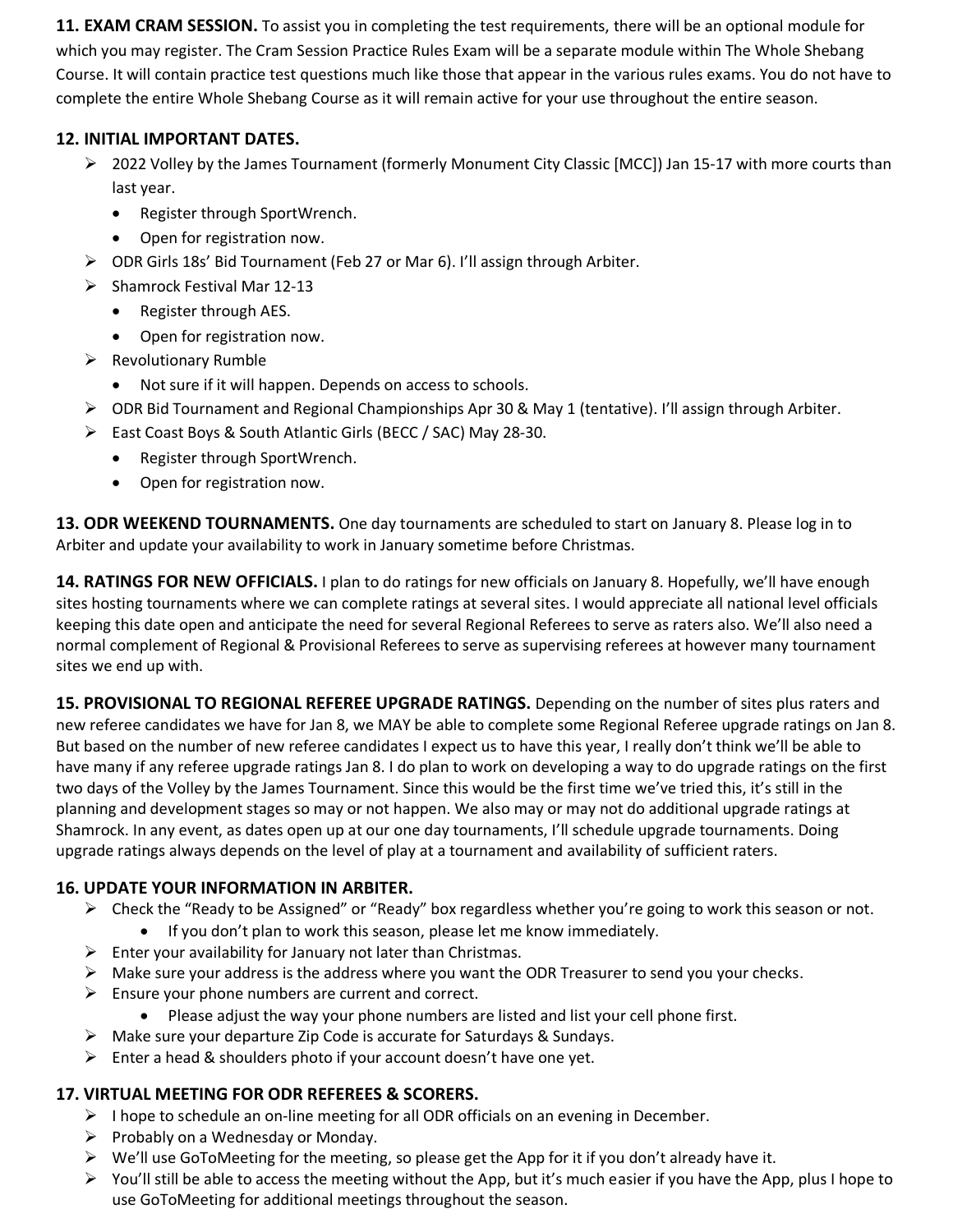**11. EXAM CRAM SESSION.** To assist you in completing the test requirements, there will be an optional module for which you may register. The Cram Session Practice Rules Exam will be a separate module within The Whole Shebang Course. It will contain practice test questions much like those that appear in the various rules exams. You do not have to complete the entire Whole Shebang Course as it will remain active for your use throughout the entire season.

**12. INITIAL IMPORTANT DATES.**

- 2022 Volley by the James Tournament (formerly Monument City Classic [MCC]) Jan 15-17 with more courts than last year.
  - Register through SportWrench.
  - Open for registration now.
- ODR Girls 18s' Bid Tournament (Feb 27 or Mar 6). I'll assign through Arbiter.
- Shamrock Festival Mar 12-13
  - Register through AES.
  - Open for registration now.
- Revolutionary Rumble
  - Not sure if it will happen. Depends on access to schools.
- ODR Bid Tournament and Regional Championships Apr 30 & May 1 (tentative). I'll assign through Arbiter.
- East Coast Boys & South Atlantic Girls (BECC / SAC) May 28-30.
  - Register through SportWrench.
  - Open for registration now.

**13. ODR WEEKEND TOURNAMENTS.** One day tournaments are scheduled to start on January 8. Please log in to Arbiter and update your availability to work in January sometime before Christmas.

**14. RATINGS FOR NEW OFFICIALS.** I plan to do ratings for new officials on January 8. Hopefully, we'll have enough sites hosting tournaments where we can complete ratings at several sites. I would appreciate all national level officials keeping this date open and anticipate the need for several Regional Referees to serve as raters also. We'll also need a normal complement of Regional & Provisional Referees to serve as supervising referees at however many tournament sites we end up with.

**15. PROVISIONAL TO REGIONAL REFEREE UPGRADE RATINGS.** Depending on the number of sites plus raters and new referee candidates we have for Jan 8, we MAY be able to complete some Regional Referee upgrade ratings on Jan 8. But based on the number of new referee candidates I expect us to have this year, I really don't think we'll be able to have many if any referee upgrade ratings Jan 8. I do plan to work on developing a way to do upgrade ratings on the first two days of the Volley by the James Tournament. Since this would be the first time we've tried this, it's still in the planning and development stages so may or may not happen. We also may or may not do additional upgrade ratings at Shamrock. In any event, as dates open up at our one day tournaments, I'll schedule upgrade tournaments. Doing upgrade ratings always depends on the level of play at a tournament and availability of sufficient raters.

**16. UPDATE YOUR INFORMATION IN ARBITER.**

- Check the "Ready to be Assigned" or "Ready" box regardless whether you're going to work this season or not.
  - If you don't plan to work this season, please let me know immediately.
- Enter your availability for January not later than Christmas.
- Make sure your address is the address where you want the ODR Treasurer to send you your checks.
- Ensure your phone numbers are current and correct.
  - Please adjust the way your phone numbers are listed and list your cell phone first.
- Make sure your departure Zip Code is accurate for Saturdays & Sundays.
- Enter a head & shoulders photo if your account doesn't have one yet.

**17. VIRTUAL MEETING FOR ODR REFEREES & SCORERS.**

- I hope to schedule an on-line meeting for all ODR officials on an evening in December.
- Probably on a Wednesday or Monday.
- We'll use GoToMeeting for the meeting, so please get the App for it if you don't already have it.
- You'll still be able to access the meeting without the App, but it's much easier if you have the App, plus I hope to use GoToMeeting for additional meetings throughout the season.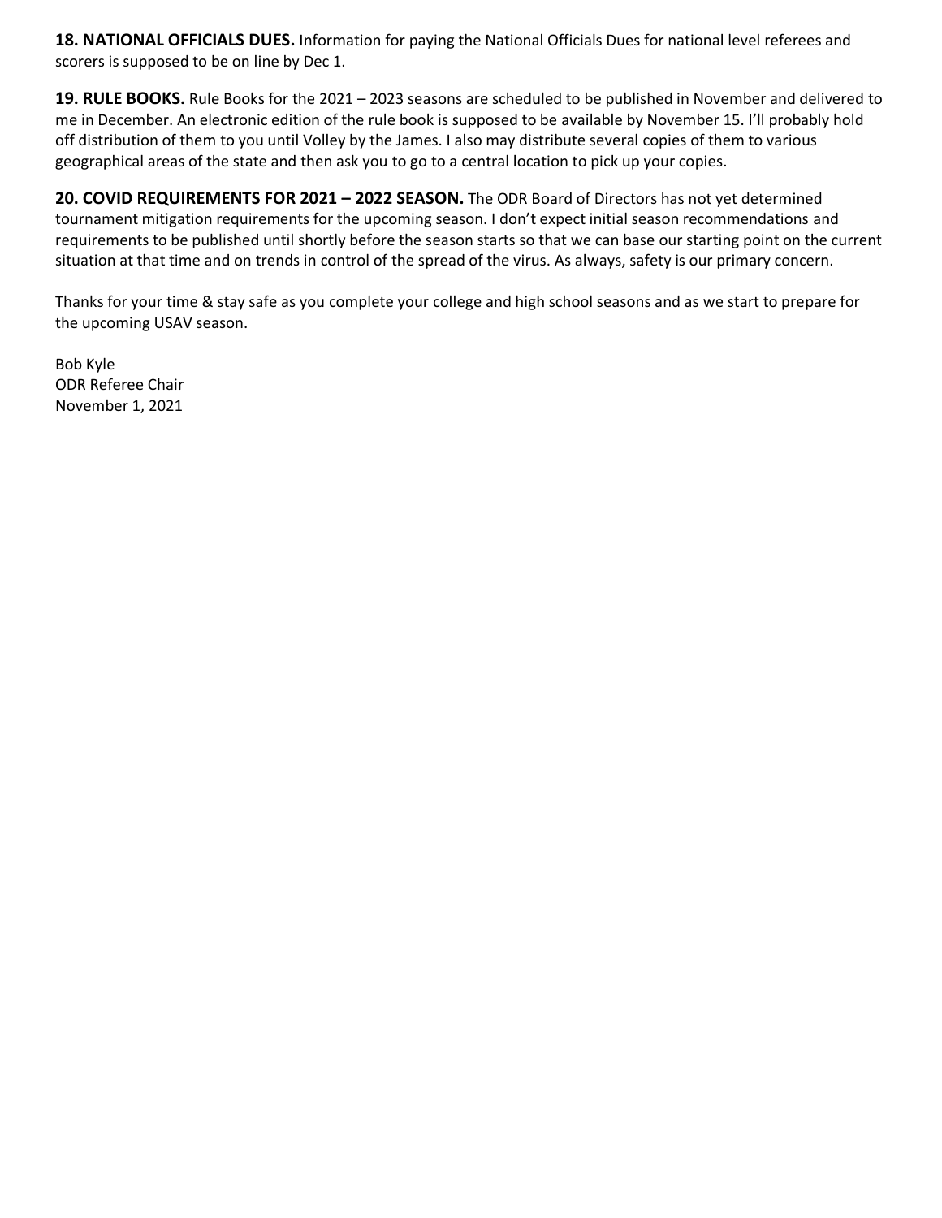**18. NATIONAL OFFICIALS DUES.** Information for paying the National Officials Dues for national level referees and scorers is supposed to be on line by Dec 1.

**19. RULE BOOKS.** Rule Books for the 2021 – 2023 seasons are scheduled to be published in November and delivered to me in December. An electronic edition of the rule book is supposed to be available by November 15. I'll probably hold off distribution of them to you until Volley by the James. I also may distribute several copies of them to various geographical areas of the state and then ask you to go to a central location to pick up your copies.

**20. COVID REQUIREMENTS FOR 2021 – 2022 SEASON.** The ODR Board of Directors has not yet determined tournament mitigation requirements for the upcoming season. I don't expect initial season recommendations and requirements to be published until shortly before the season starts so that we can base our starting point on the current situation at that time and on trends in control of the spread of the virus. As always, safety is our primary concern.

Thanks for your time & stay safe as you complete your college and high school seasons and as we start to prepare for the upcoming USAV season.

Bob Kyle
ODR Referee Chair
November 1, 2021